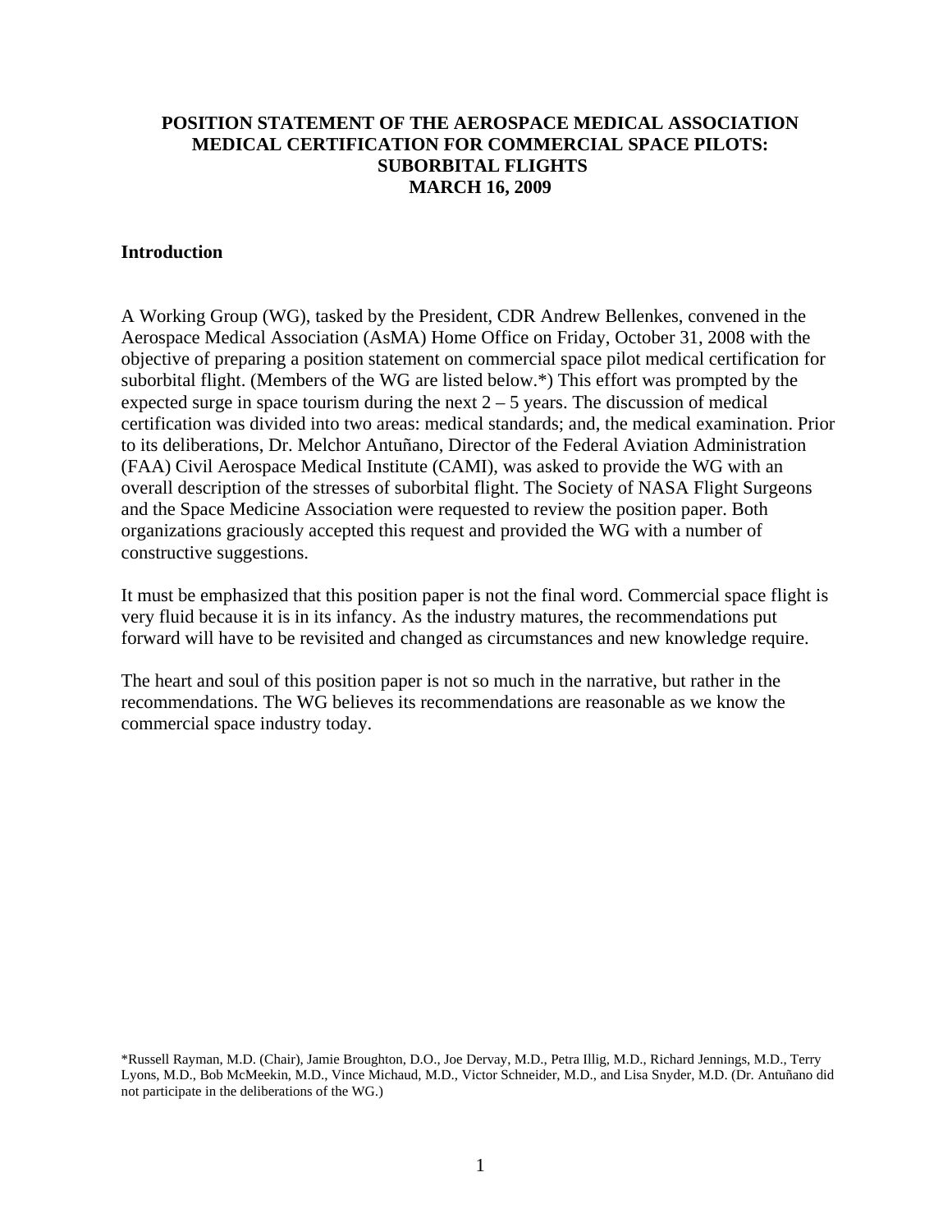# POSITION STATEMENT OF THE AEROSPACE MEDICAL ASSOCIATION MEDICAL CERTIFICATION FOR COMMERCIAL SPACE PILOTS: SUBORBITAL FLIGHTS

**MARCH 16, 2009**

## Introduction

A Working Group (WG), tasked by the President, CDR Andrew Bellenkes, convened in the Aerospace Medical Association (AsMA) Home Office on Friday, October 31, 2008 with the objective of preparing a position statement on commercial space pilot medical certification for suborbital flight. (Members of the WG are listed below.*) This effort was prompted by the expected surge in space tourism during the next 2 – 5 years. The discussion of medical certification was divided into two areas: medical standards; and, the medical examination. Prior to its deliberations, Dr. Melchor Antuñano, Director of the Federal Aviation Administration (FAA) Civil Aerospace Medical Institute (CAMI), was asked to provide the WG with an overall description of the stresses of suborbital flight. The Society of NASA Flight Surgeons and the Space Medicine Association were requested to review the position paper. Both organizations graciously accepted this request and provided the WG with a number of constructive suggestions.

It must be emphasized that this position paper is not the final word. Commercial space flight is very fluid because it is in its infancy. As the industry matures, the recommendations put forward will have to be revisited and changed as circumstances and new knowledge require.

The heart and soul of this position paper is not so much in the narrative, but rather in the recommendations. The WG believes its recommendations are reasonable as we know the commercial space industry today.

*Russell Rayman, M.D. (Chair), Jamie Broughton, D.O., Joe Dervay, M.D., Petra Illig, M.D., Richard Jennings, M.D., Terry Lyons, M.D., Bob McMeekin, M.D., Vince Michaud, M.D., Victor Schneider, M.D., and Lisa Snyder, M.D. (Dr. Antuñano did not participate in the deliberations of the WG.)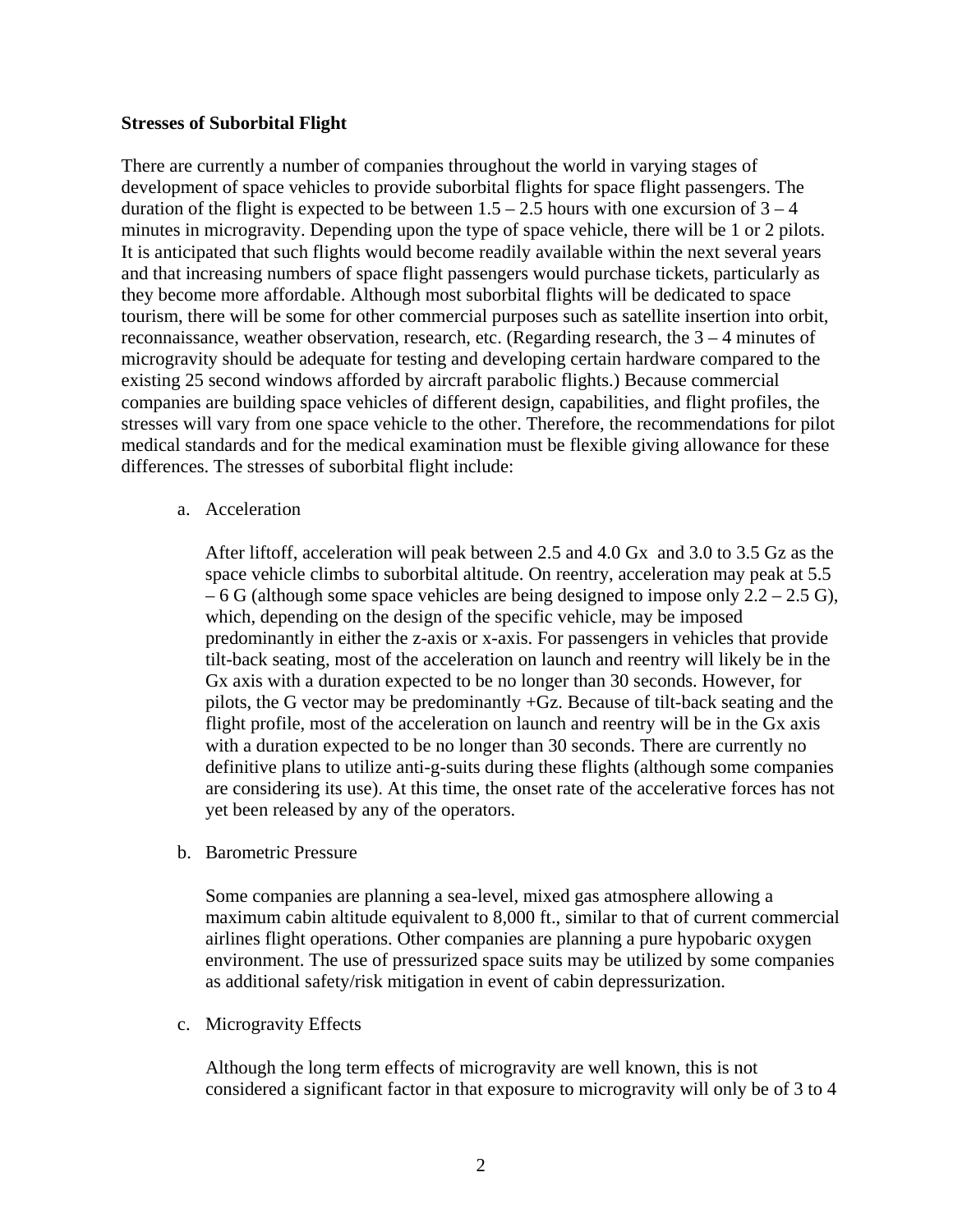**Stresses of Suborbital Flight**

There are currently a number of companies throughout the world in varying stages of development of space vehicles to provide suborbital flights for space flight passengers. The duration of the flight is expected to be between 1.5 – 2.5 hours with one excursion of 3 – 4 minutes in microgravity. Depending upon the type of space vehicle, there will be 1 or 2 pilots. It is anticipated that such flights would become readily available within the next several years and that increasing numbers of space flight passengers would purchase tickets, particularly as they become more affordable. Although most suborbital flights will be dedicated to space tourism, there will be some for other commercial purposes such as satellite insertion into orbit, reconnaissance, weather observation, research, etc. (Regarding research, the 3 – 4 minutes of microgravity should be adequate for testing and developing certain hardware compared to the existing 25 second windows afforded by aircraft parabolic flights.) Because commercial companies are building space vehicles of different design, capabilities, and flight profiles, the stresses will vary from one space vehicle to the other. Therefore, the recommendations for pilot medical standards and for the medical examination must be flexible giving allowance for these differences. The stresses of suborbital flight include:

a. Acceleration

   After liftoff, acceleration will peak between 2.5 and 4.0 Gx and 3.0 to 3.5 Gz as the space vehicle climbs to suborbital altitude. On reentry, acceleration may peak at 5.5 – 6 G (although some space vehicles are being designed to impose only 2.2 – 2.5 G), which, depending on the design of the specific vehicle, may be imposed predominantly in either the z-axis or x-axis. For passengers in vehicles that provide tilt-back seating, most of the acceleration on launch and reentry will likely be in the Gx axis with a duration expected to be no longer than 30 seconds. However, for pilots, the G vector may be predominantly +Gz. Because of tilt-back seating and the flight profile, most of the acceleration on launch and reentry will be in the Gx axis with a duration expected to be no longer than 30 seconds. There are currently no definitive plans to utilize anti-g-suits during these flights (although some companies are considering its use). At this time, the onset rate of the accelerative forces has not yet been released by any of the operators.

b. Barometric Pressure

   Some companies are planning a sea-level, mixed gas atmosphere allowing a maximum cabin altitude equivalent to 8,000 ft., similar to that of current commercial airlines flight operations. Other companies are planning a pure hypobaric oxygen environment. The use of pressurized space suits may be utilized by some companies as additional safety/risk mitigation in event of cabin depressurization.

c. Microgravity Effects

   Although the long term effects of microgravity are well known, this is not considered a significant factor in that exposure to microgravity will only be of 3 to 4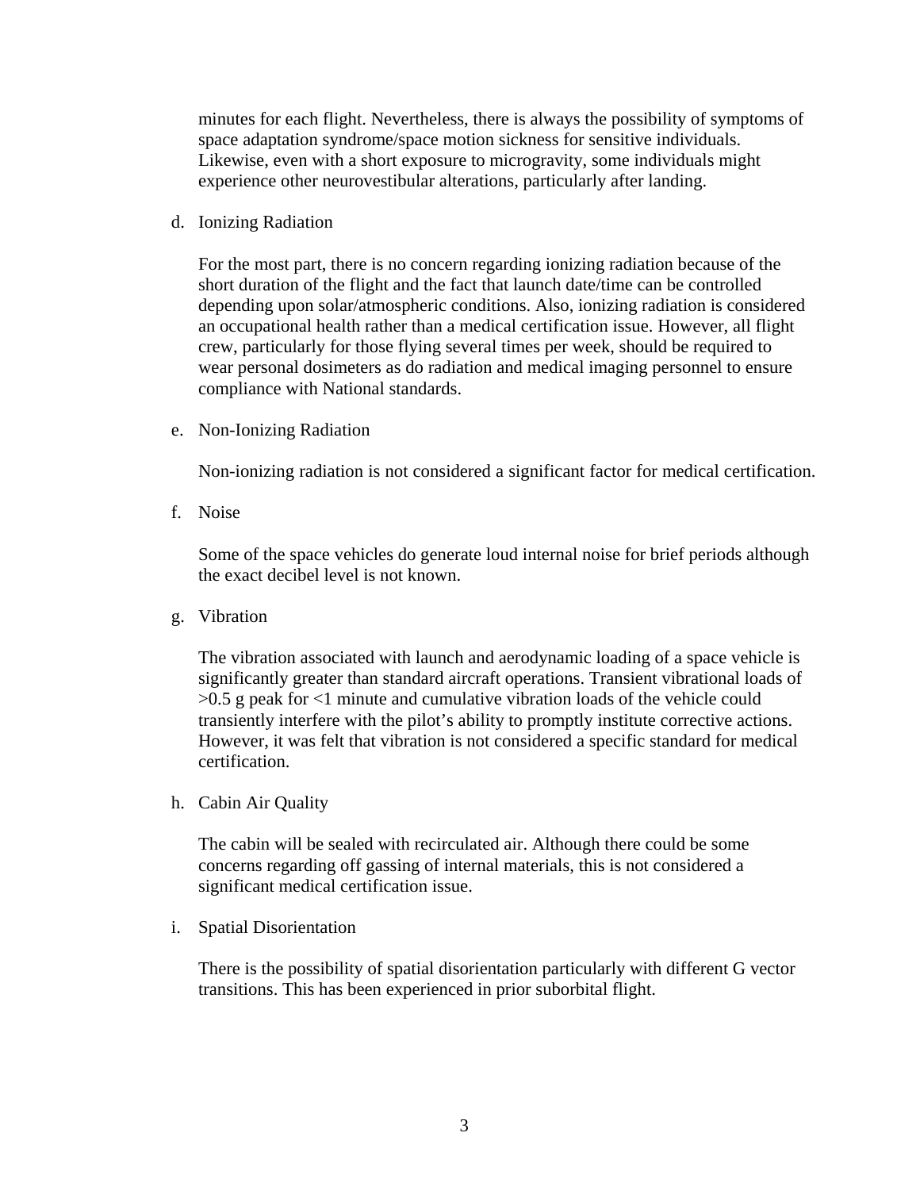minutes for each flight. Nevertheless, there is always the possibility of symptoms of space adaptation syndrome/space motion sickness for sensitive individuals. Likewise, even with a short exposure to microgravity, some individuals might experience other neurovestibular alterations, particularly after landing.

d. Ionizing Radiation

For the most part, there is no concern regarding ionizing radiation because of the short duration of the flight and the fact that launch date/time can be controlled depending upon solar/atmospheric conditions. Also, ionizing radiation is considered an occupational health rather than a medical certification issue. However, all flight crew, particularly for those flying several times per week, should be required to wear personal dosimeters as do radiation and medical imaging personnel to ensure compliance with National standards.

e. Non-Ionizing Radiation

Non-ionizing radiation is not considered a significant factor for medical certification.

f. Noise

Some of the space vehicles do generate loud internal noise for brief periods although the exact decibel level is not known.

g. Vibration

The vibration associated with launch and aerodynamic loading of a space vehicle is significantly greater than standard aircraft operations. Transient vibrational loads of >0.5 g peak for <1 minute and cumulative vibration loads of the vehicle could transiently interfere with the pilot's ability to promptly institute corrective actions. However, it was felt that vibration is not considered a specific standard for medical certification.

h. Cabin Air Quality

The cabin will be sealed with recirculated air. Although there could be some concerns regarding off gassing of internal materials, this is not considered a significant medical certification issue.

i. Spatial Disorientation

There is the possibility of spatial disorientation particularly with different G vector transitions. This has been experienced in prior suborbital flight.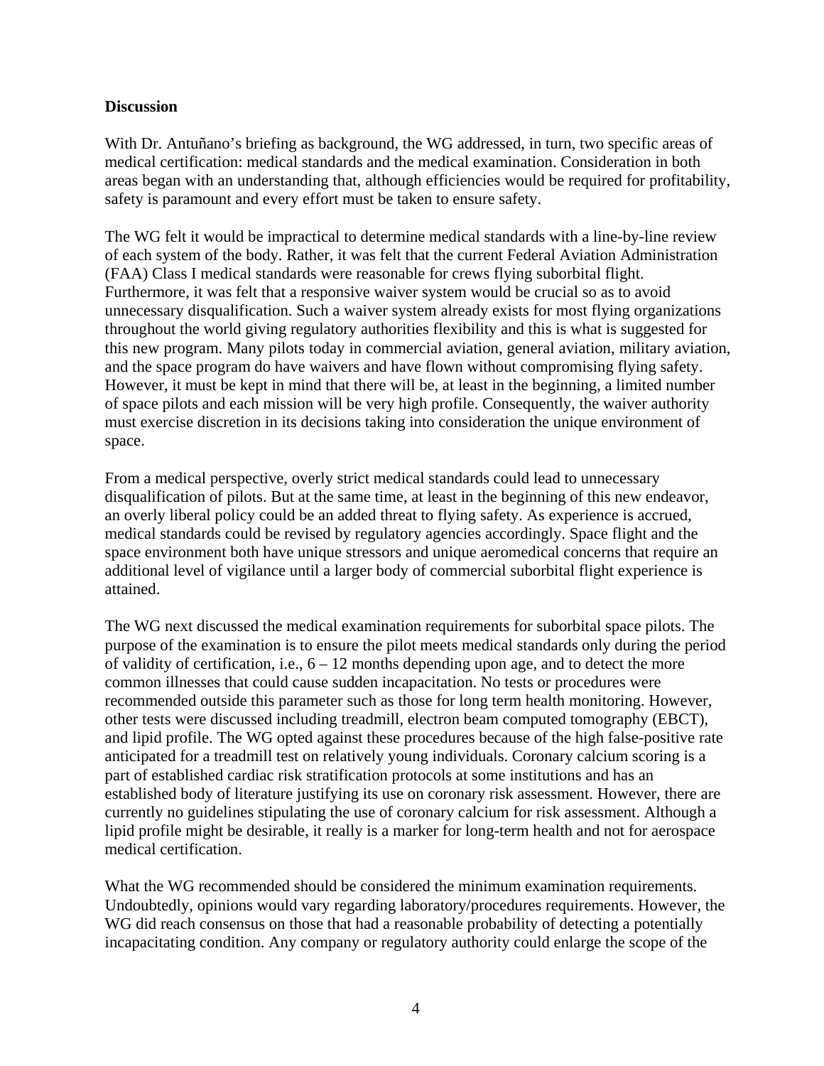**Discussion**

With Dr. Antuñano's briefing as background, the WG addressed, in turn, two specific areas of medical certification: medical standards and the medical examination. Consideration in both areas began with an understanding that, although efficiencies would be required for profitability, safety is paramount and every effort must be taken to ensure safety.

The WG felt it would be impractical to determine medical standards with a line-by-line review of each system of the body. Rather, it was felt that the current Federal Aviation Administration (FAA) Class I medical standards were reasonable for crews flying suborbital flight. Furthermore, it was felt that a responsive waiver system would be crucial so as to avoid unnecessary disqualification. Such a waiver system already exists for most flying organizations throughout the world giving regulatory authorities flexibility and this is what is suggested for this new program. Many pilots today in commercial aviation, general aviation, military aviation, and the space program do have waivers and have flown without compromising flying safety. However, it must be kept in mind that there will be, at least in the beginning, a limited number of space pilots and each mission will be very high profile. Consequently, the waiver authority must exercise discretion in its decisions taking into consideration the unique environment of space.

From a medical perspective, overly strict medical standards could lead to unnecessary disqualification of pilots. But at the same time, at least in the beginning of this new endeavor, an overly liberal policy could be an added threat to flying safety. As experience is accrued, medical standards could be revised by regulatory agencies accordingly. Space flight and the space environment both have unique stressors and unique aeromedical concerns that require an additional level of vigilance until a larger body of commercial suborbital flight experience is attained.

The WG next discussed the medical examination requirements for suborbital space pilots. The purpose of the examination is to ensure the pilot meets medical standards only during the period of validity of certification, i.e., 6 – 12 months depending upon age, and to detect the more common illnesses that could cause sudden incapacitation. No tests or procedures were recommended outside this parameter such as those for long term health monitoring. However, other tests were discussed including treadmill, electron beam computed tomography (EBCT), and lipid profile. The WG opted against these procedures because of the high false-positive rate anticipated for a treadmill test on relatively young individuals. Coronary calcium scoring is a part of established cardiac risk stratification protocols at some institutions and has an established body of literature justifying its use on coronary risk assessment. However, there are currently no guidelines stipulating the use of coronary calcium for risk assessment. Although a lipid profile might be desirable, it really is a marker for long-term health and not for aerospace medical certification.

What the WG recommended should be considered the minimum examination requirements. Undoubtedly, opinions would vary regarding laboratory/procedures requirements. However, the WG did reach consensus on those that had a reasonable probability of detecting a potentially incapacitating condition. Any company or regulatory authority could enlarge the scope of the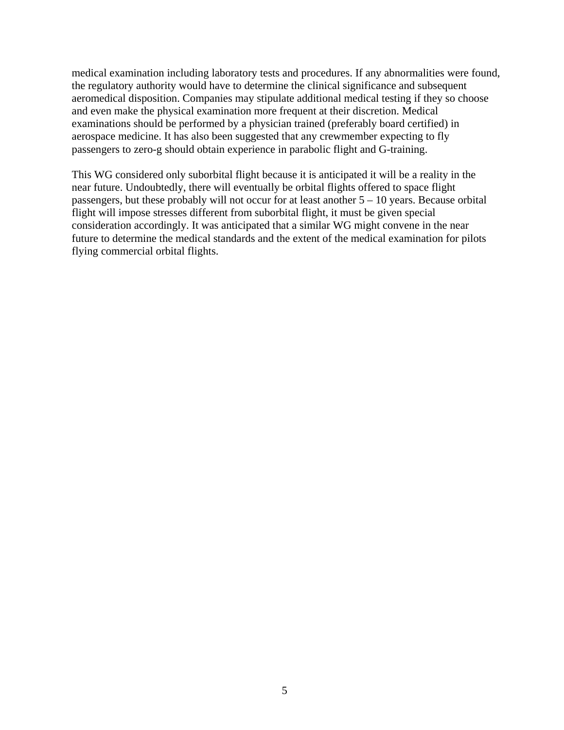medical examination including laboratory tests and procedures. If any abnormalities were found, the regulatory authority would have to determine the clinical significance and subsequent aeromedical disposition. Companies may stipulate additional medical testing if they so choose and even make the physical examination more frequent at their discretion. Medical examinations should be performed by a physician trained (preferably board certified) in aerospace medicine. It has also been suggested that any crewmember expecting to fly passengers to zero-g should obtain experience in parabolic flight and G-training.

This WG considered only suborbital flight because it is anticipated it will be a reality in the near future. Undoubtedly, there will eventually be orbital flights offered to space flight passengers, but these probably will not occur for at least another 5 – 10 years. Because orbital flight will impose stresses different from suborbital flight, it must be given special consideration accordingly. It was anticipated that a similar WG might convene in the near future to determine the medical standards and the extent of the medical examination for pilots flying commercial orbital flights.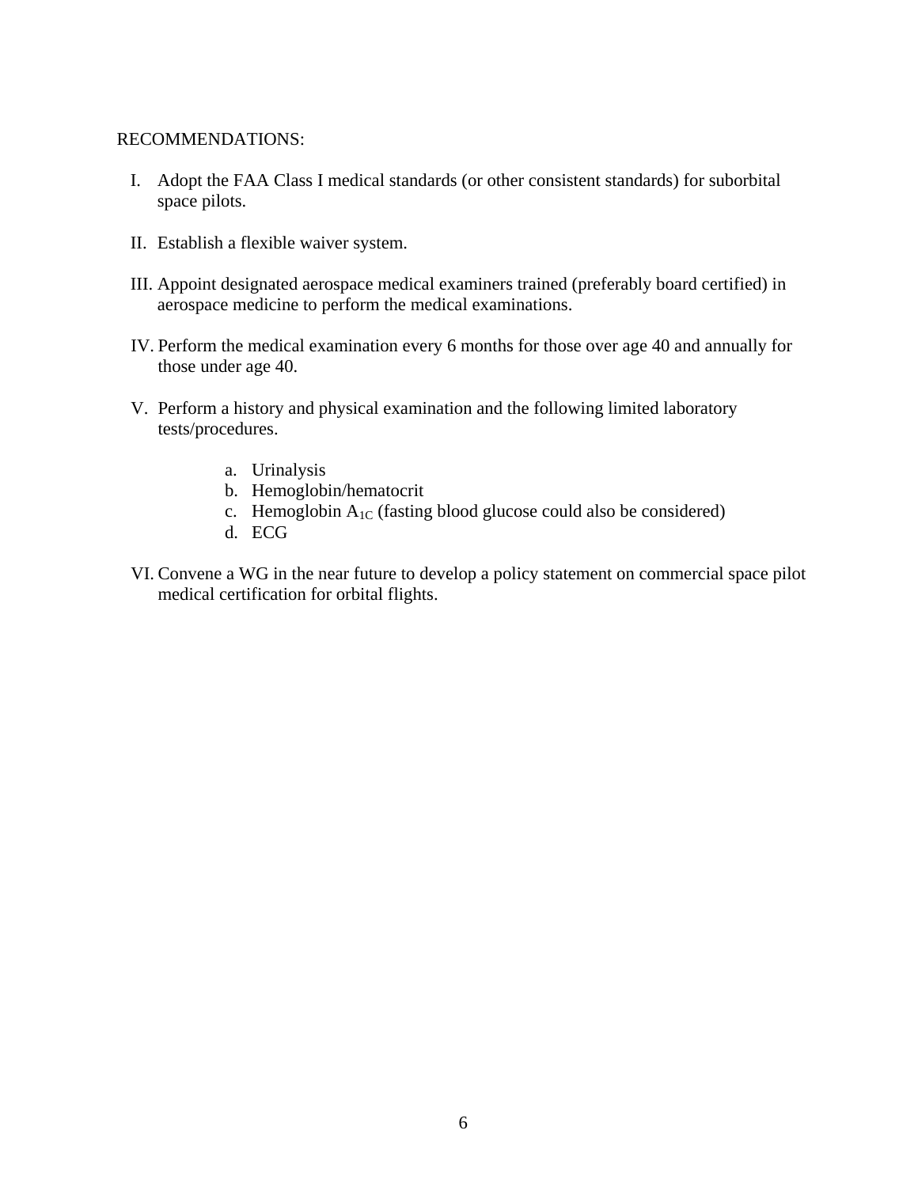RECOMMENDATIONS:

I. Adopt the FAA Class I medical standards (or other consistent standards) for suborbital space pilots.

II. Establish a flexible waiver system.

III. Appoint designated aerospace medical examiners trained (preferably board certified) in aerospace medicine to perform the medical examinations.

IV. Perform the medical examination every 6 months for those over age 40 and annually for those under age 40.

V. Perform a history and physical examination and the following limited laboratory tests/procedures.

   a. Urinalysis
   b. Hemoglobin/hematocrit
   c. Hemoglobin $A_{1C}$ (fasting blood glucose could also be considered)
   d. ECG

VI. Convene a WG in the near future to develop a policy statement on commercial space pilot medical certification for orbital flights.